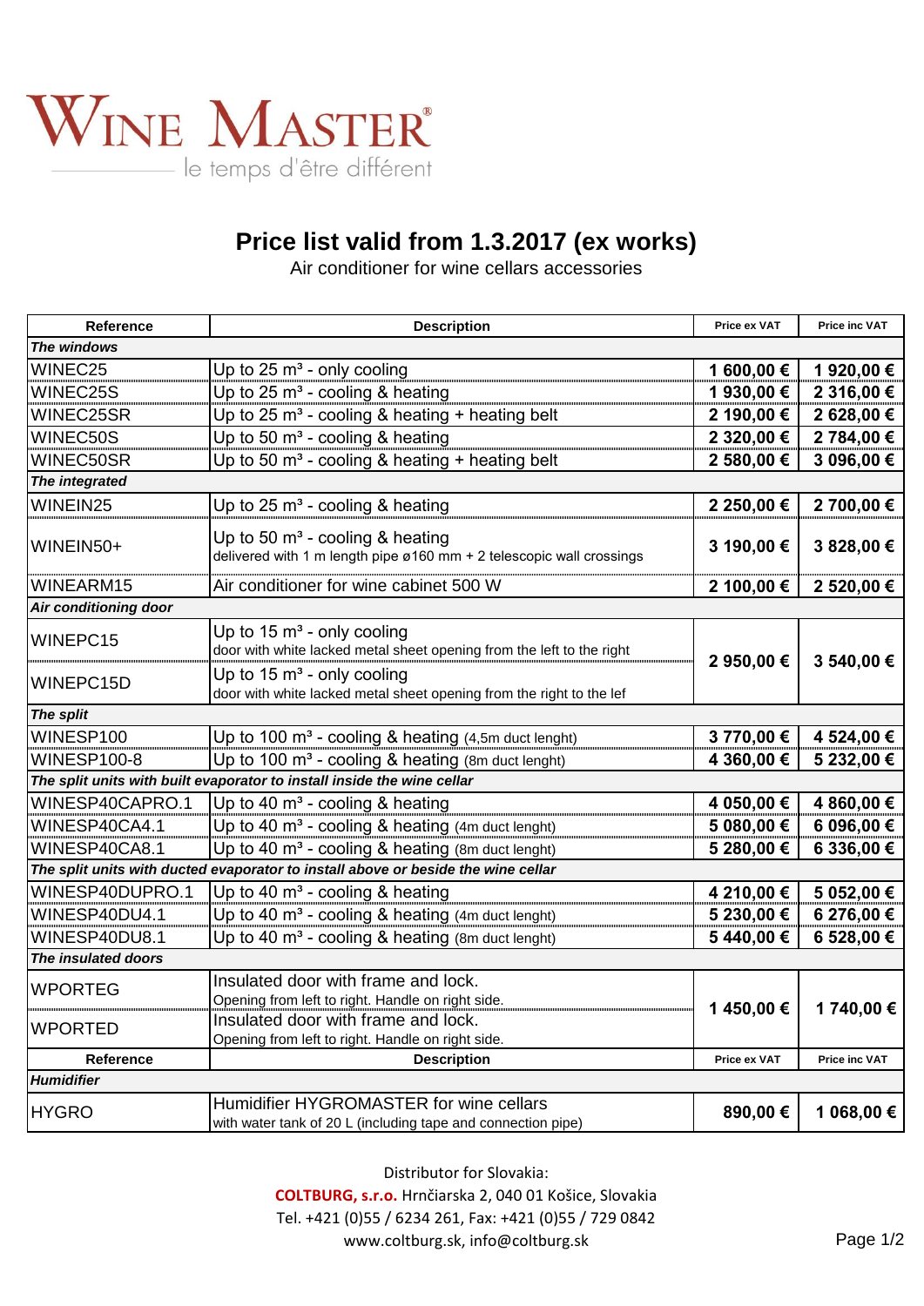# WINE MASTER®

le temps d'être différent

## Price list valid from 1.3.2017 (ex works)

Air conditioner for wine cellars accessories

| Reference | Description | Price ex VAT | Price inc VAT |
|---|---|---|---|
| ***The windows*** | | | |
| WINEC25 | Up to 25 m³ - only cooling | **1 600,00 €** | **1 920,00 €** |
| WINEC25S | Up to 25 m³ - cooling & heating | **1 930,00 €** | **2 316,00 €** |
| WINEC25SR | Up to 25 m³ - cooling & heating + heating belt | **2 190,00 €** | **2 628,00 €** |
| WINEC50S | Up to 50 m³ - cooling & heating | **2 320,00 €** | **2 784,00 €** |
| WINEC50SR | Up to 50 m³ - cooling & heating + heating belt | **2 580,00 €** | **3 096,00 €** |
| ***The integrated*** | | | |
| WINEIN25 | Up to 25 m³ - cooling & heating | **2 250,00 €** | **2 700,00 €** |
| WINEIN50+ | Up to 50 m³ - cooling & heating<br>delivered with 1 m length pipe ø160 mm + 2 telescopic wall crossings | **3 190,00 €** | **3 828,00 €** |
| WINEARM15 | Air conditioner for wine cabinet 500 W | **2 100,00 €** | **2 520,00 €** |
| ***Air conditioning door*** | | | |
| WINEPC15 | Up to 15 m³ - only cooling<br>door with white lacked metal sheet opening from the left to the right | **2 950,00 €** | **3 540,00 €** |
| WINEPC15D | Up to 15 m³ - only cooling<br>door with white lacked metal sheet opening from the right to the lef | | |
| ***The split*** | | | |
| WINESP100 | Up to 100 m³ - cooling & heating (4,5m duct lenght) | **3 770,00 €** | **4 524,00 €** |
| WINESP100-8 | Up to 100 m³ - cooling & heating (8m duct lenght) | **4 360,00 €** | **5 232,00 €** |
| ***The split units with built evaporator to install inside the wine cellar*** | | | |
| WINESP40CAPRO.1 | Up to 40 m³ - cooling & heating | **4 050,00 €** | **4 860,00 €** |
| WINESP40CA4.1 | Up to 40 m³ - cooling & heating (4m duct lenght) | **5 080,00 €** | **6 096,00 €** |
| WINESP40CA8.1 | Up to 40 m³ - cooling & heating (8m duct lenght) | **5 280,00 €** | **6 336,00 €** |
| ***The split units with ducted evaporator to install above or beside the wine cellar*** | | | |
| WINESP40DUPRO.1 | Up to 40 m³ - cooling & heating | **4 210,00 €** | **5 052,00 €** |
| WINESP40DU4.1 | Up to 40 m³ - cooling & heating (4m duct lenght) | **5 230,00 €** | **6 276,00 €** |
| WINESP40DU8.1 | Up to 40 m³ - cooling & heating (8m duct lenght) | **5 440,00 €** | **6 528,00 €** |
| ***The insulated doors*** | | | |
| WPORTEG | Insulated door with frame and lock.<br>Opening from left to right. Handle on right side. | **1 450,00 €** | **1 740,00 €** |
| WPORTED | Insulated door with frame and lock.<br>Opening from left to right. Handle on right side. | | |
| **Reference** | **Description** | **Price ex VAT** | **Price inc VAT** |
| ***Humidifier*** | | | |
| HYGRO | Humidifier HYGROMASTER for wine cellars<br>with water tank of 20 L (including tape and connection pipe) | **890,00 €** | **1 068,00 €** |

Distributor for Slovakia:
**COLTBURG, s.r.o.** Hrnčiarska 2, 040 01 Košice, Slovakia
Tel. +421 (0)55 / 6234 261, Fax: +421 (0)55 / 729 0842
www.coltburg.sk, info@coltburg.sk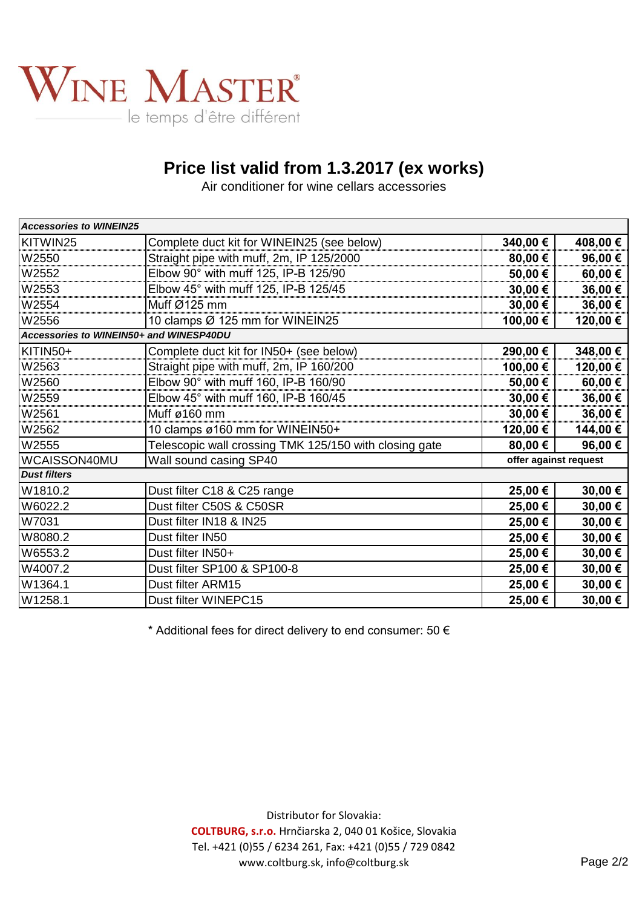WINE MASTER®
le temps d'être différent

# Price list valid from 1.3.2017 (ex works)

Air conditioner for wine cellars accessories

| | | | |
|---|---|---|---|
| ***Accessories to WINEIN25*** | | | |
| KITWIN25 | Complete duct kit for WINEIN25 (see below) | **340,00 €** | **408,00 €** |
| W2550 | Straight pipe with muff, 2m, IP 125/2000 | **80,00 €** | **96,00 €** |
| W2552 | Elbow 90° with muff 125, IP-B 125/90 | **50,00 €** | **60,00 €** |
| W2553 | Elbow 45° with muff 125, IP-B 125/45 | **30,00 €** | **36,00 €** |
| W2554 | Muff Ø125 mm | **30,00 €** | **36,00 €** |
| W2556 | 10 clamps Ø 125 mm for WINEIN25 | **100,00 €** | **120,00 €** |
| ***Accessories to WINEIN50+ and WINESP40DU*** | | | |
| KITIN50+ | Complete duct kit for IN50+ (see below) | **290,00 €** | **348,00 €** |
| W2563 | Straight pipe with muff, 2m, IP 160/200 | **100,00 €** | **120,00 €** |
| W2560 | Elbow 90° with muff 160, IP-B 160/90 | **50,00 €** | **60,00 €** |
| W2559 | Elbow 45° with muff 160, IP-B 160/45 | **30,00 €** | **36,00 €** |
| W2561 | Muff ø160 mm | **30,00 €** | **36,00 €** |
| W2562 | 10 clamps ø160 mm for WINEIN50+ | **120,00 €** | **144,00 €** |
| W2555 | Telescopic wall crossing TMK 125/150 with closing gate | **80,00 €** | **96,00 €** |
| WCAISSON40MU | Wall sound casing SP40 | **offer against request** | |
| ***Dust filters*** | | | |
| W1810.2 | Dust filter C18 & C25 range | **25,00 €** | **30,00 €** |
| W6022.2 | Dust filter C50S & C50SR | **25,00 €** | **30,00 €** |
| W7031 | Dust filter IN18 & IN25 | **25,00 €** | **30,00 €** |
| W8080.2 | Dust filter IN50 | **25,00 €** | **30,00 €** |
| W6553.2 | Dust filter IN50+ | **25,00 €** | **30,00 €** |
| W4007.2 | Dust filter SP100 & SP100-8 | **25,00 €** | **30,00 €** |
| W1364.1 | Dust filter ARM15 | **25,00 €** | **30,00 €** |
| W1258.1 | Dust filter WINEPC15 | **25,00 €** | **30,00 €** |

* Additional fees for direct delivery to end consumer: 50 €

Distributor for Slovakia:
**COLTBURG, s.r.o.** Hrnčiarska 2, 040 01 Košice, Slovakia
Tel. +421 (0)55 / 6234 261, Fax: +421 (0)55 / 729 0842
www.coltburg.sk, info@coltburg.sk